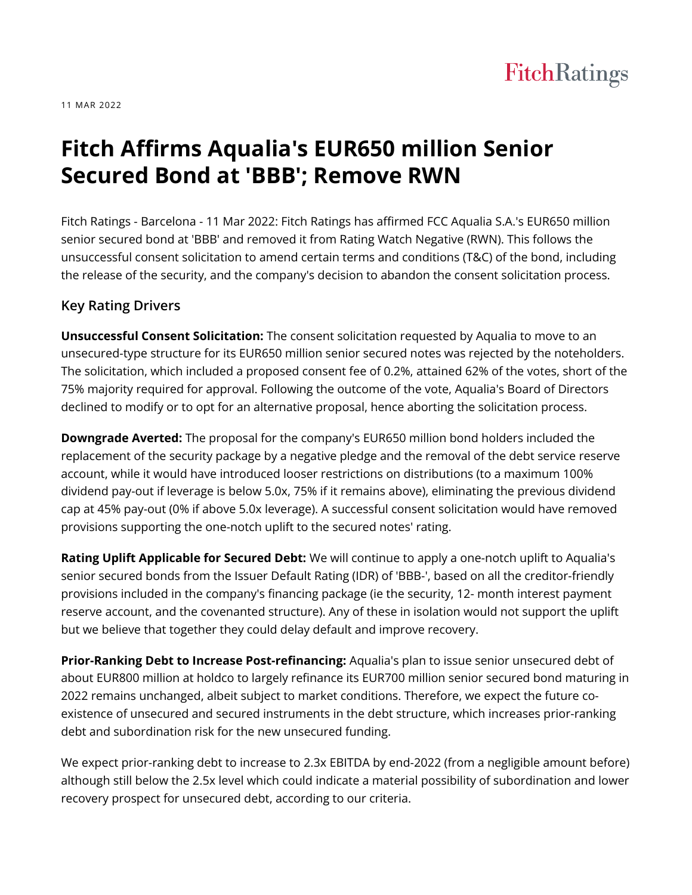11 MAR 2022

# Fitch Affirms Aqualia's EUR650 million Senior Secured Bond at 'BBB'; Remove RWN

Fitch Ratings - Barcelona - 11 Mar 2022: Fitch Ratings has affirmed FCC Aqualia S.A.'s EUR650 million senior secured bond at 'BBB' and removed it from Rating Watch Negative (RWN). This follows the unsuccessful consent solicitation to amend certain terms and conditions (T&C) of the bond, including the release of the security, and the company's decision to abandon the consent solicitation process.

## Key Rating Drivers

**Unsuccessful Consent Solicitation:** The consent solicitation requested by Aqualia to move to an unsecured-type structure for its EUR650 million senior secured notes was rejected by the noteholders. The solicitation, which included a proposed consent fee of 0.2%, attained 62% of the votes, short of the 75% majority required for approval. Following the outcome of the vote, Aqualia's Board of Directors declined to modify or to opt for an alternative proposal, hence aborting the solicitation process.

**Downgrade Averted:** The proposal for the company's EUR650 million bond holders included the replacement of the security package by a negative pledge and the removal of the debt service reserve account, while it would have introduced looser restrictions on distributions (to a maximum 100% dividend pay-out if leverage is below 5.0x, 75% if it remains above), eliminating the previous dividend cap at 45% pay-out (0% if above 5.0x leverage). A successful consent solicitation would have removed provisions supporting the one-notch uplift to the secured notes' rating.

**Rating Uplift Applicable for Secured Debt:** We will continue to apply a one-notch uplift to Aqualia's senior secured bonds from the Issuer Default Rating (IDR) of 'BBB-', based on all the creditor-friendly provisions included in the company's financing package (ie the security, 12- month interest payment reserve account, and the covenanted structure). Any of these in isolation would not support the uplift but we believe that together they could delay default and improve recovery.

**Prior-Ranking Debt to Increase Post-refinancing:** Aqualia's plan to issue senior unsecured debt of about EUR800 million at holdco to largely refinance its EUR700 million senior secured bond maturing in 2022 remains unchanged, albeit subject to market conditions. Therefore, we expect the future co-existence of unsecured and secured instruments in the debt structure, which increases prior-ranking debt and subordination risk for the new unsecured funding.

We expect prior-ranking debt to increase to 2.3x EBITDA by end-2022 (from a negligible amount before) although still below the 2.5x level which could indicate a material possibility of subordination and lower recovery prospect for unsecured debt, according to our criteria.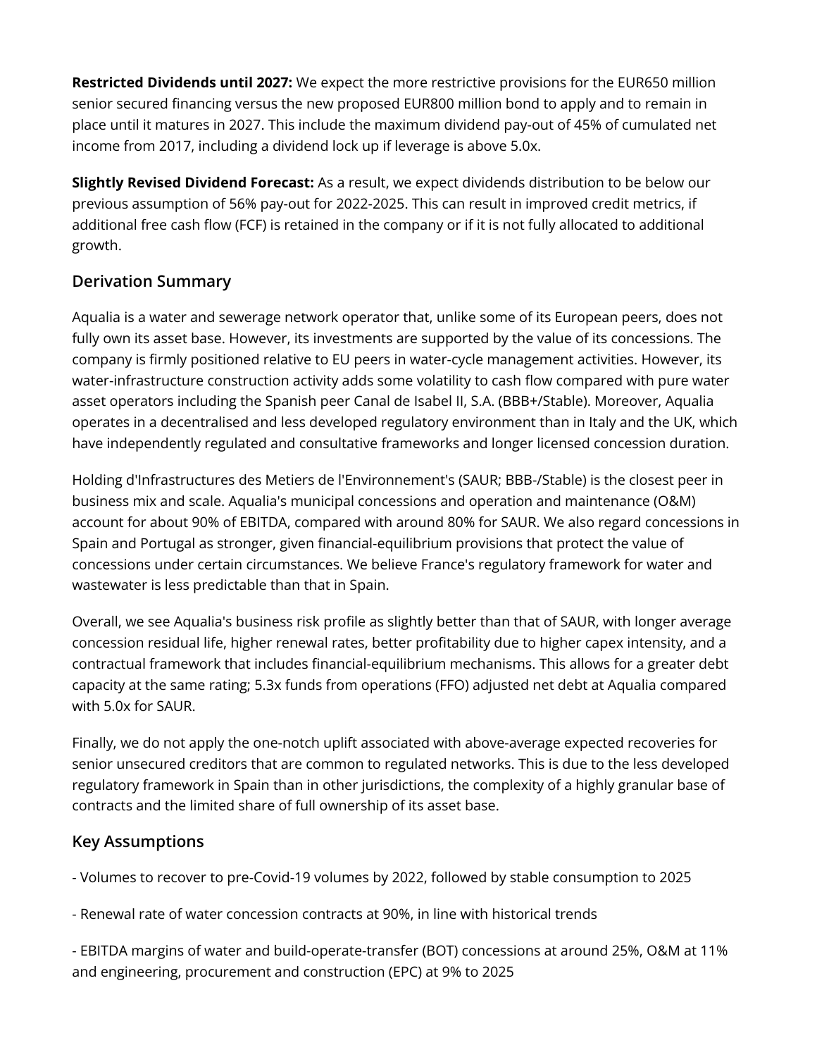**Restricted Dividends until 2027:** We expect the more restrictive provisions for the EUR650 million senior secured financing versus the new proposed EUR800 million bond to apply and to remain in place until it matures in 2027. This include the maximum dividend pay-out of 45% of cumulated net income from 2017, including a dividend lock up if leverage is above 5.0x.

**Slightly Revised Dividend Forecast:** As a result, we expect dividends distribution to be below our previous assumption of 56% pay-out for 2022-2025. This can result in improved credit metrics, if additional free cash flow (FCF) is retained in the company or if it is not fully allocated to additional growth.

## Derivation Summary

Aqualia is a water and sewerage network operator that, unlike some of its European peers, does not fully own its asset base. However, its investments are supported by the value of its concessions. The company is firmly positioned relative to EU peers in water-cycle management activities. However, its water-infrastructure construction activity adds some volatility to cash flow compared with pure water asset operators including the Spanish peer Canal de Isabel II, S.A. (BBB+/Stable). Moreover, Aqualia operates in a decentralised and less developed regulatory environment than in Italy and the UK, which have independently regulated and consultative frameworks and longer licensed concession duration.

Holding d'Infrastructures des Metiers de l'Environnement's (SAUR; BBB-/Stable) is the closest peer in business mix and scale. Aqualia's municipal concessions and operation and maintenance (O&M) account for about 90% of EBITDA, compared with around 80% for SAUR. We also regard concessions in Spain and Portugal as stronger, given financial-equilibrium provisions that protect the value of concessions under certain circumstances. We believe France's regulatory framework for water and wastewater is less predictable than that in Spain.

Overall, we see Aqualia's business risk profile as slightly better than that of SAUR, with longer average concession residual life, higher renewal rates, better profitability due to higher capex intensity, and a contractual framework that includes financial-equilibrium mechanisms. This allows for a greater debt capacity at the same rating; 5.3x funds from operations (FFO) adjusted net debt at Aqualia compared with 5.0x for SAUR.

Finally, we do not apply the one-notch uplift associated with above-average expected recoveries for senior unsecured creditors that are common to regulated networks. This is due to the less developed regulatory framework in Spain than in other jurisdictions, the complexity of a highly granular base of contracts and the limited share of full ownership of its asset base.

## Key Assumptions

- Volumes to recover to pre-Covid-19 volumes by 2022, followed by stable consumption to 2025

- Renewal rate of water concession contracts at 90%, in line with historical trends

- EBITDA margins of water and build-operate-transfer (BOT) concessions at around 25%, O&M at 11% and engineering, procurement and construction (EPC) at 9% to 2025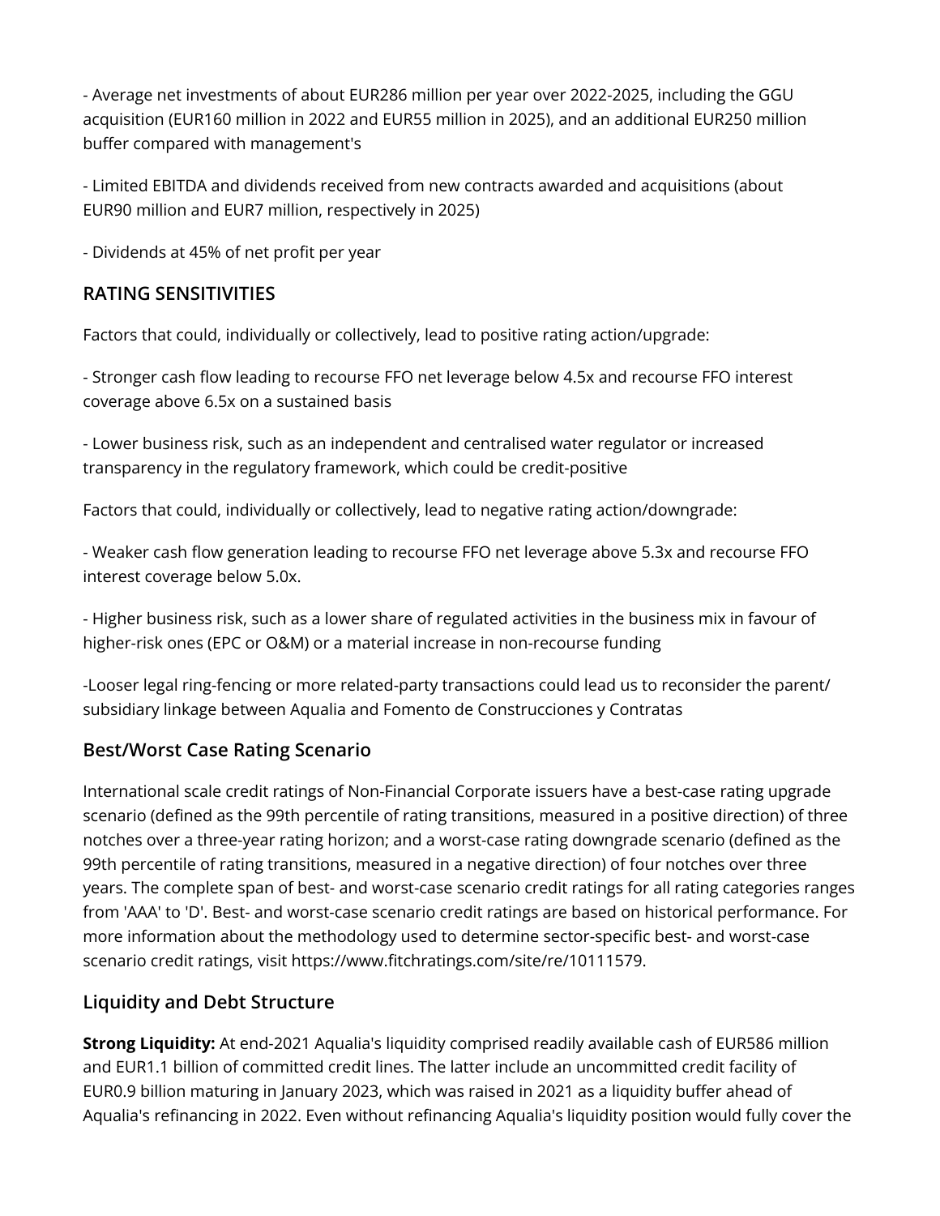- Average net investments of about EUR286 million per year over 2022-2025, including the GGU acquisition (EUR160 million in 2022 and EUR55 million in 2025), and an additional EUR250 million buffer compared with management's

- Limited EBITDA and dividends received from new contracts awarded and acquisitions (about EUR90 million and EUR7 million, respectively in 2025)

- Dividends at 45% of net profit per year

## RATING SENSITIVITIES

Factors that could, individually or collectively, lead to positive rating action/upgrade:

- Stronger cash flow leading to recourse FFO net leverage below 4.5x and recourse FFO interest coverage above 6.5x on a sustained basis

- Lower business risk, such as an independent and centralised water regulator or increased transparency in the regulatory framework, which could be credit-positive

Factors that could, individually or collectively, lead to negative rating action/downgrade:

- Weaker cash flow generation leading to recourse FFO net leverage above 5.3x and recourse FFO interest coverage below 5.0x.

- Higher business risk, such as a lower share of regulated activities in the business mix in favour of higher-risk ones (EPC or O&M) or a material increase in non-recourse funding

-Looser legal ring-fencing or more related-party transactions could lead us to reconsider the parent/ subsidiary linkage between Aqualia and Fomento de Construcciones y Contratas

### Best/Worst Case Rating Scenario

International scale credit ratings of Non-Financial Corporate issuers have a best-case rating upgrade scenario (defined as the 99th percentile of rating transitions, measured in a positive direction) of three notches over a three-year rating horizon; and a worst-case rating downgrade scenario (defined as the 99th percentile of rating transitions, measured in a negative direction) of four notches over three years. The complete span of best- and worst-case scenario credit ratings for all rating categories ranges from 'AAA' to 'D'. Best- and worst-case scenario credit ratings are based on historical performance. For more information about the methodology used to determine sector-specific best- and worst-case scenario credit ratings, visit https://www.fitchratings.com/site/re/10111579.

### Liquidity and Debt Structure

**Strong Liquidity:** At end-2021 Aqualia's liquidity comprised readily available cash of EUR586 million and EUR1.1 billion of committed credit lines. The latter include an uncommitted credit facility of EUR0.9 billion maturing in January 2023, which was raised in 2021 as a liquidity buffer ahead of Aqualia's refinancing in 2022. Even without refinancing Aqualia's liquidity position would fully cover the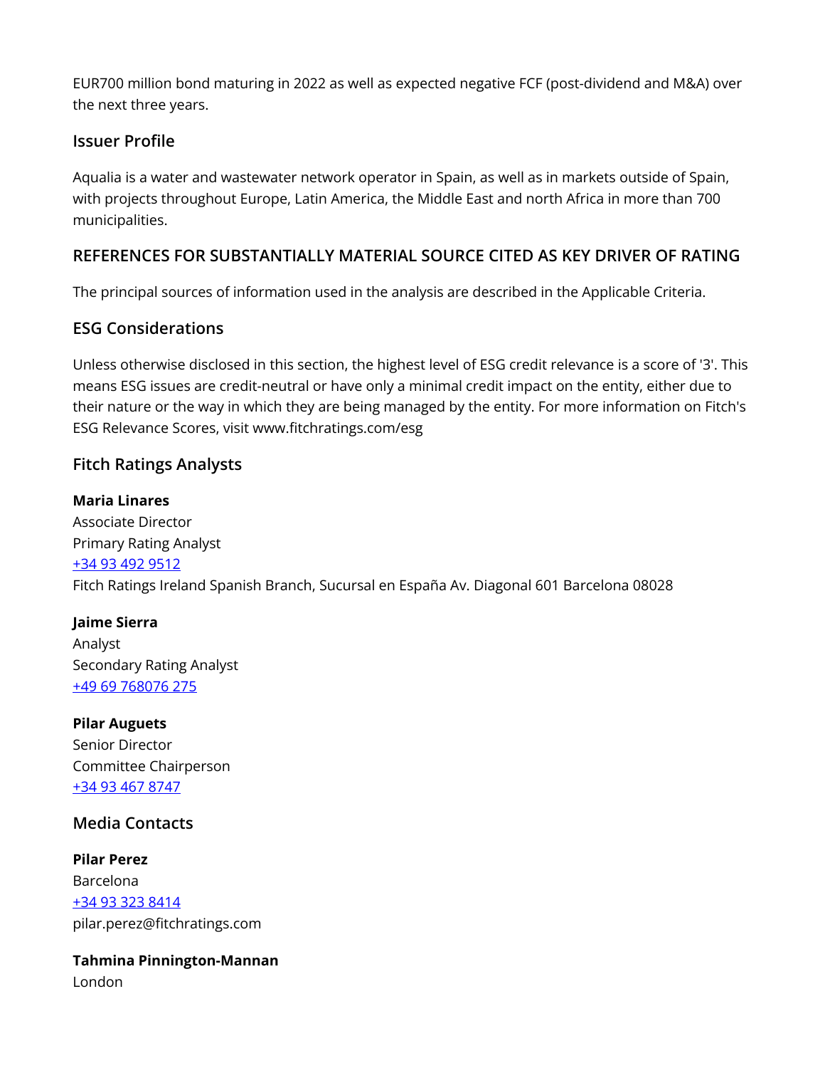EUR700 million bond maturing in 2022 as well as expected negative FCF (post-dividend and M&A) over the next three years.

## Issuer Profile

Aqualia is a water and wastewater network operator in Spain, as well as in markets outside of Spain, with projects throughout Europe, Latin America, the Middle East and north Africa in more than 700 municipalities.

## REFERENCES FOR SUBSTANTIALLY MATERIAL SOURCE CITED AS KEY DRIVER OF RATING

The principal sources of information used in the analysis are described in the Applicable Criteria.

## ESG Considerations

Unless otherwise disclosed in this section, the highest level of ESG credit relevance is a score of '3'. This means ESG issues are credit-neutral or have only a minimal credit impact on the entity, either due to their nature or the way in which they are being managed by the entity. For more information on Fitch's ESG Relevance Scores, visit www.fitchratings.com/esg

## Fitch Ratings Analysts

**Maria Linares**
Associate Director
Primary Rating Analyst
+34 93 492 9512
Fitch Ratings Ireland Spanish Branch, Sucursal en España Av. Diagonal 601 Barcelona 08028

**Jaime Sierra**
Analyst
Secondary Rating Analyst
+49 69 768076 275

**Pilar Auguets**
Senior Director
Committee Chairperson
+34 93 467 8747

## Media Contacts

**Pilar Perez**
Barcelona
+34 93 323 8414
pilar.perez@fitchratings.com

**Tahmina Pinnington-Mannan**
London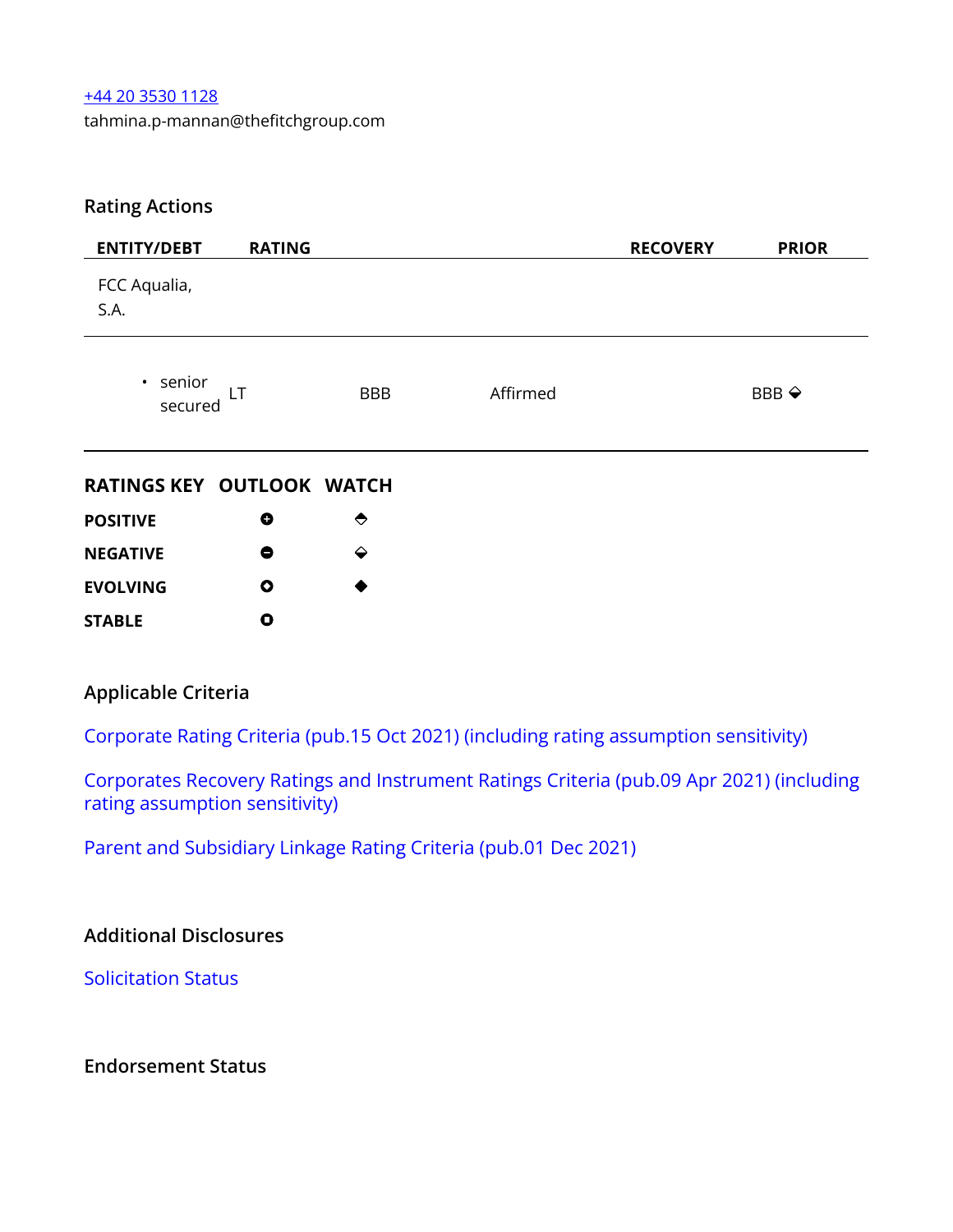[+44 20 3530 1128](tel:+442035301128)
tahmina.p-mannan@thefitchgroup.com

## Rating Actions

| ENTITY/DEBT | RATING | | | RECOVERY | PRIOR |
|---|---|---|---|---|---|
| FCC Aqualia, S.A. | | | | | |
| • senior secured | LT | BBB | Affirmed | | BBB ⬙ |

| RATINGS KEY | OUTLOOK | WATCH |
|---|---|---|
| **POSITIVE** | ⊕ | ⬘ |
| **NEGATIVE** | ⊖ | ⬙ |
| **EVOLVING** | ⭘ | ◆ |
| **STABLE** | ⭘ | |

## Applicable Criteria

Corporate Rating Criteria (pub.15 Oct 2021) (including rating assumption sensitivity)

Corporates Recovery Ratings and Instrument Ratings Criteria (pub.09 Apr 2021) (including rating assumption sensitivity)

Parent and Subsidiary Linkage Rating Criteria (pub.01 Dec 2021)

## Additional Disclosures

Solicitation Status

## Endorsement Status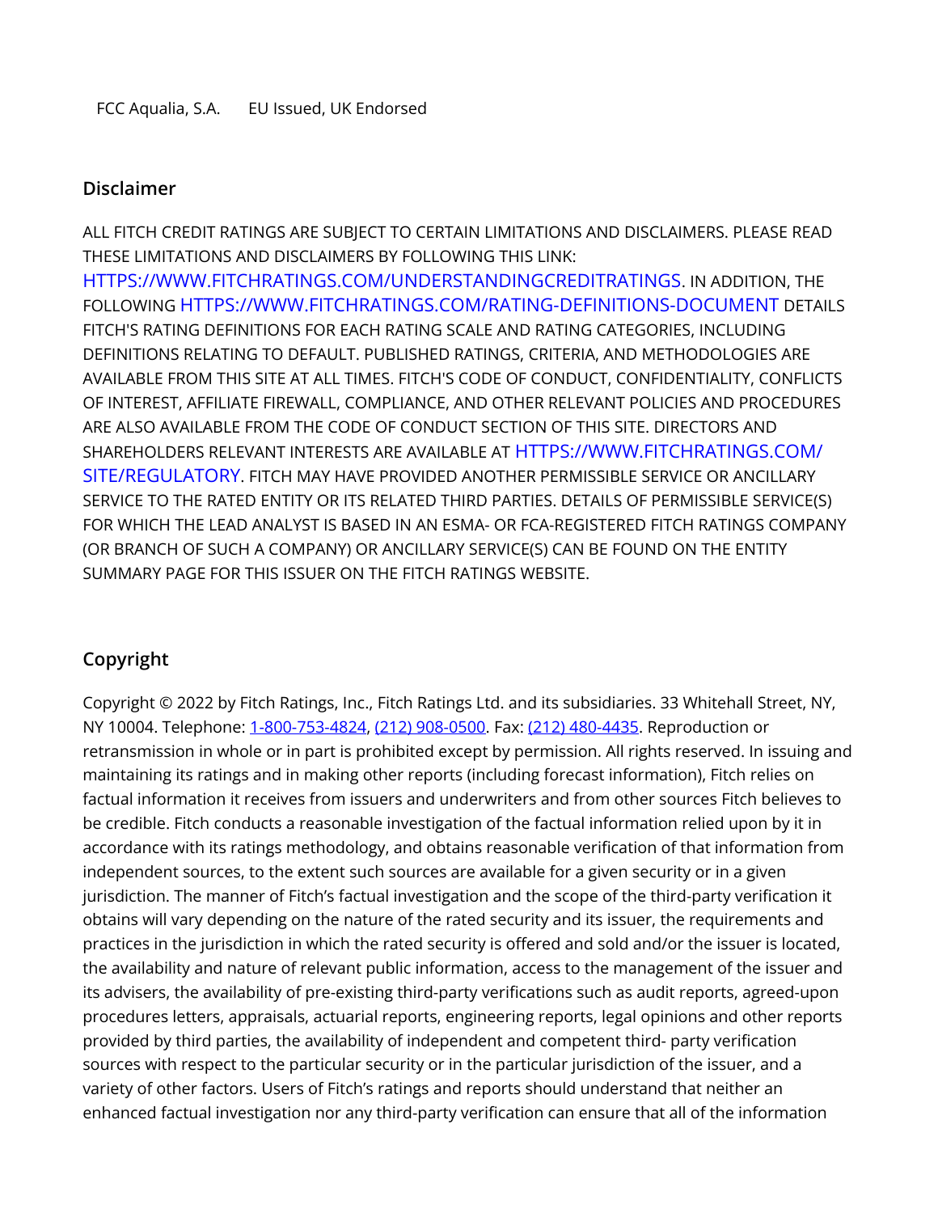FCC Aqualia, S.A. EU Issued, UK Endorsed

## Disclaimer

ALL FITCH CREDIT RATINGS ARE SUBJECT TO CERTAIN LIMITATIONS AND DISCLAIMERS. PLEASE READ THESE LIMITATIONS AND DISCLAIMERS BY FOLLOWING THIS LINK: HTTPS://WWW.FITCHRATINGS.COM/UNDERSTANDINGCREDITRATINGS. IN ADDITION, THE FOLLOWING HTTPS://WWW.FITCHRATINGS.COM/RATING-DEFINITIONS-DOCUMENT DETAILS FITCH'S RATING DEFINITIONS FOR EACH RATING SCALE AND RATING CATEGORIES, INCLUDING DEFINITIONS RELATING TO DEFAULT. PUBLISHED RATINGS, CRITERIA, AND METHODOLOGIES ARE AVAILABLE FROM THIS SITE AT ALL TIMES. FITCH'S CODE OF CONDUCT, CONFIDENTIALITY, CONFLICTS OF INTEREST, AFFILIATE FIREWALL, COMPLIANCE, AND OTHER RELEVANT POLICIES AND PROCEDURES ARE ALSO AVAILABLE FROM THE CODE OF CONDUCT SECTION OF THIS SITE. DIRECTORS AND SHAREHOLDERS RELEVANT INTERESTS ARE AVAILABLE AT HTTPS://WWW.FITCHRATINGS.COM/SITE/REGULATORY. FITCH MAY HAVE PROVIDED ANOTHER PERMISSIBLE SERVICE OR ANCILLARY SERVICE TO THE RATED ENTITY OR ITS RELATED THIRD PARTIES. DETAILS OF PERMISSIBLE SERVICE(S) FOR WHICH THE LEAD ANALYST IS BASED IN AN ESMA- OR FCA-REGISTERED FITCH RATINGS COMPANY (OR BRANCH OF SUCH A COMPANY) OR ANCILLARY SERVICE(S) CAN BE FOUND ON THE ENTITY SUMMARY PAGE FOR THIS ISSUER ON THE FITCH RATINGS WEBSITE.

## Copyright

Copyright © 2022 by Fitch Ratings, Inc., Fitch Ratings Ltd. and its subsidiaries. 33 Whitehall Street, NY, NY 10004. Telephone: 1-800-753-4824, (212) 908-0500. Fax: (212) 480-4435. Reproduction or retransmission in whole or in part is prohibited except by permission. All rights reserved. In issuing and maintaining its ratings and in making other reports (including forecast information), Fitch relies on factual information it receives from issuers and underwriters and from other sources Fitch believes to be credible. Fitch conducts a reasonable investigation of the factual information relied upon by it in accordance with its ratings methodology, and obtains reasonable verification of that information from independent sources, to the extent such sources are available for a given security or in a given jurisdiction. The manner of Fitch's factual investigation and the scope of the third-party verification it obtains will vary depending on the nature of the rated security and its issuer, the requirements and practices in the jurisdiction in which the rated security is offered and sold and/or the issuer is located, the availability and nature of relevant public information, access to the management of the issuer and its advisers, the availability of pre-existing third-party verifications such as audit reports, agreed-upon procedures letters, appraisals, actuarial reports, engineering reports, legal opinions and other reports provided by third parties, the availability of independent and competent third- party verification sources with respect to the particular security or in the particular jurisdiction of the issuer, and a variety of other factors. Users of Fitch's ratings and reports should understand that neither an enhanced factual investigation nor any third-party verification can ensure that all of the information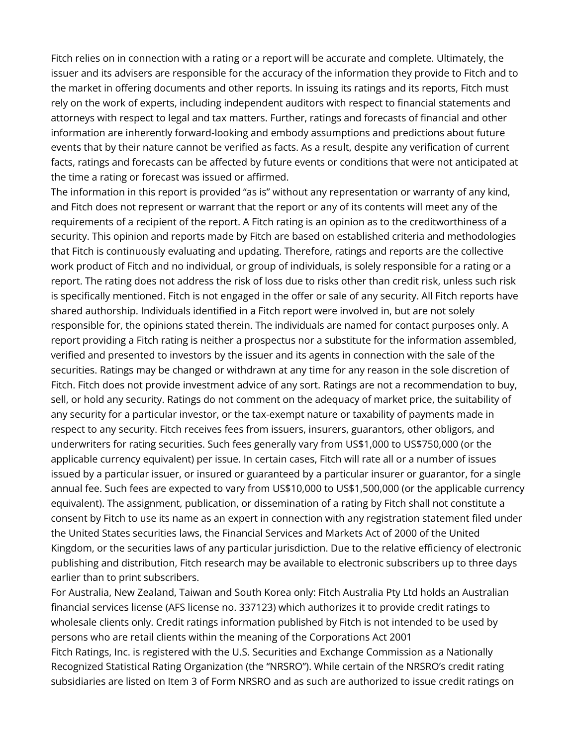Fitch relies on in connection with a rating or a report will be accurate and complete. Ultimately, the issuer and its advisers are responsible for the accuracy of the information they provide to Fitch and to the market in offering documents and other reports. In issuing its ratings and its reports, Fitch must rely on the work of experts, including independent auditors with respect to financial statements and attorneys with respect to legal and tax matters. Further, ratings and forecasts of financial and other information are inherently forward-looking and embody assumptions and predictions about future events that by their nature cannot be verified as facts. As a result, despite any verification of current facts, ratings and forecasts can be affected by future events or conditions that were not anticipated at the time a rating or forecast was issued or affirmed.

The information in this report is provided "as is" without any representation or warranty of any kind, and Fitch does not represent or warrant that the report or any of its contents will meet any of the requirements of a recipient of the report. A Fitch rating is an opinion as to the creditworthiness of a security. This opinion and reports made by Fitch are based on established criteria and methodologies that Fitch is continuously evaluating and updating. Therefore, ratings and reports are the collective work product of Fitch and no individual, or group of individuals, is solely responsible for a rating or a report. The rating does not address the risk of loss due to risks other than credit risk, unless such risk is specifically mentioned. Fitch is not engaged in the offer or sale of any security. All Fitch reports have shared authorship. Individuals identified in a Fitch report were involved in, but are not solely responsible for, the opinions stated therein. The individuals are named for contact purposes only. A report providing a Fitch rating is neither a prospectus nor a substitute for the information assembled, verified and presented to investors by the issuer and its agents in connection with the sale of the securities. Ratings may be changed or withdrawn at any time for any reason in the sole discretion of Fitch. Fitch does not provide investment advice of any sort. Ratings are not a recommendation to buy, sell, or hold any security. Ratings do not comment on the adequacy of market price, the suitability of any security for a particular investor, or the tax-exempt nature or taxability of payments made in respect to any security. Fitch receives fees from issuers, insurers, guarantors, other obligors, and underwriters for rating securities. Such fees generally vary from US$1,000 to US$750,000 (or the applicable currency equivalent) per issue. In certain cases, Fitch will rate all or a number of issues issued by a particular issuer, or insured or guaranteed by a particular insurer or guarantor, for a single annual fee. Such fees are expected to vary from US$10,000 to US$1,500,000 (or the applicable currency equivalent). The assignment, publication, or dissemination of a rating by Fitch shall not constitute a consent by Fitch to use its name as an expert in connection with any registration statement filed under the United States securities laws, the Financial Services and Markets Act of 2000 of the United Kingdom, or the securities laws of any particular jurisdiction. Due to the relative efficiency of electronic publishing and distribution, Fitch research may be available to electronic subscribers up to three days earlier than to print subscribers.

For Australia, New Zealand, Taiwan and South Korea only: Fitch Australia Pty Ltd holds an Australian financial services license (AFS license no. 337123) which authorizes it to provide credit ratings to wholesale clients only. Credit ratings information published by Fitch is not intended to be used by persons who are retail clients within the meaning of the Corporations Act 2001

Fitch Ratings, Inc. is registered with the U.S. Securities and Exchange Commission as a Nationally Recognized Statistical Rating Organization (the "NRSRO"). While certain of the NRSRO's credit rating subsidiaries are listed on Item 3 of Form NRSRO and as such are authorized to issue credit ratings on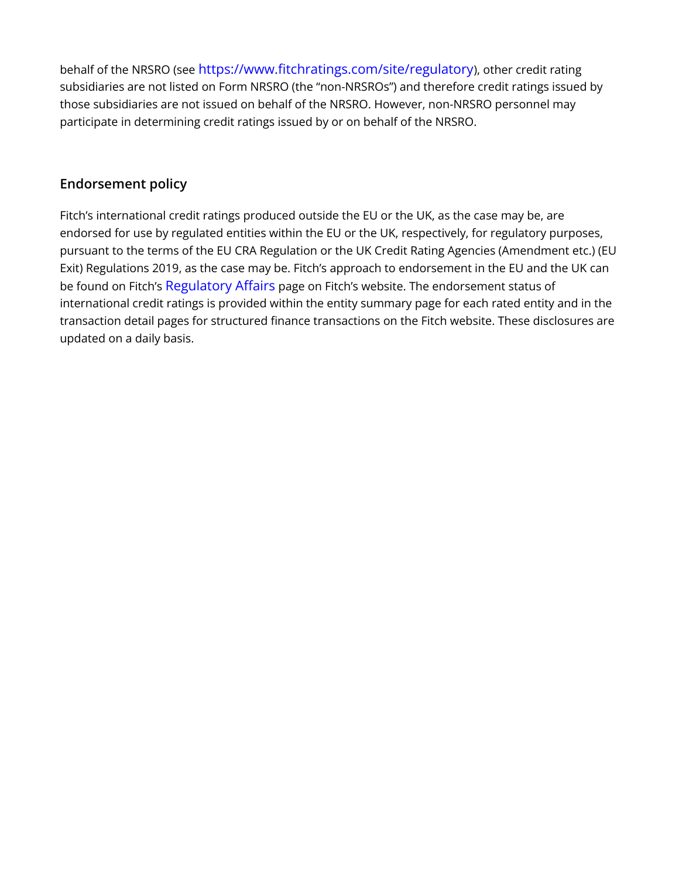behalf of the NRSRO (see https://www.fitchratings.com/site/regulatory), other credit rating subsidiaries are not listed on Form NRSRO (the “non-NRSROs”) and therefore credit ratings issued by those subsidiaries are not issued on behalf of the NRSRO. However, non-NRSRO personnel may participate in determining credit ratings issued by or on behalf of the NRSRO.

## Endorsement policy

Fitch’s international credit ratings produced outside the EU or the UK, as the case may be, are endorsed for use by regulated entities within the EU or the UK, respectively, for regulatory purposes, pursuant to the terms of the EU CRA Regulation or the UK Credit Rating Agencies (Amendment etc.) (EU Exit) Regulations 2019, as the case may be. Fitch’s approach to endorsement in the EU and the UK can be found on Fitch’s Regulatory Affairs page on Fitch’s website. The endorsement status of international credit ratings is provided within the entity summary page for each rated entity and in the transaction detail pages for structured finance transactions on the Fitch website. These disclosures are updated on a daily basis.